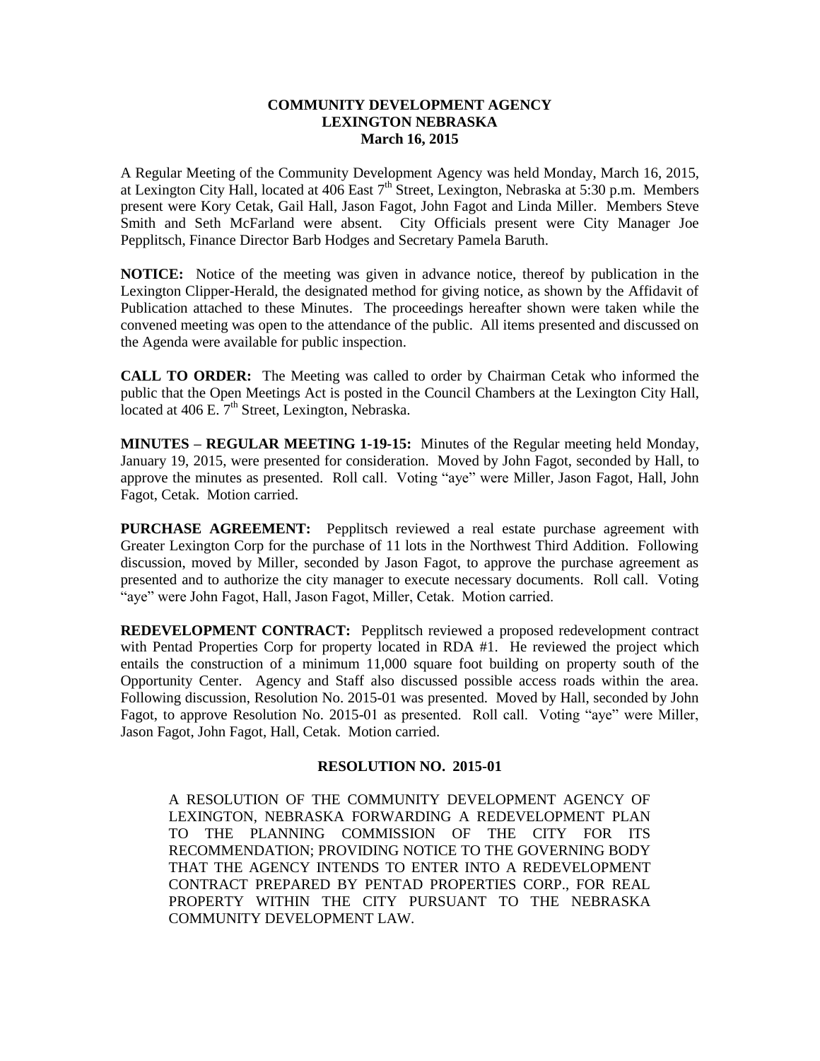# COMMUNITY DEVELOPMENT AGENCY
# LEXINGTON NEBRASKA
## March 16, 2015

A Regular Meeting of the Community Development Agency was held Monday, March 16, 2015, at Lexington City Hall, located at 406 East 7th Street, Lexington, Nebraska at 5:30 p.m. Members present were Kory Cetak, Gail Hall, Jason Fagot, John Fagot and Linda Miller. Members Steve Smith and Seth McFarland were absent. City Officials present were City Manager Joe Pepplitsch, Finance Director Barb Hodges and Secretary Pamela Baruth.

**NOTICE:** Notice of the meeting was given in advance notice, thereof by publication in the Lexington Clipper-Herald, the designated method for giving notice, as shown by the Affidavit of Publication attached to these Minutes. The proceedings hereafter shown were taken while the convened meeting was open to the attendance of the public. All items presented and discussed on the Agenda were available for public inspection.

**CALL TO ORDER:** The Meeting was called to order by Chairman Cetak who informed the public that the Open Meetings Act is posted in the Council Chambers at the Lexington City Hall, located at 406 E. 7th Street, Lexington, Nebraska.

**MINUTES – REGULAR MEETING 1-19-15:** Minutes of the Regular meeting held Monday, January 19, 2015, were presented for consideration. Moved by John Fagot, seconded by Hall, to approve the minutes as presented. Roll call. Voting "aye" were Miller, Jason Fagot, Hall, John Fagot, Cetak. Motion carried.

**PURCHASE AGREEMENT:** Pepplitsch reviewed a real estate purchase agreement with Greater Lexington Corp for the purchase of 11 lots in the Northwest Third Addition. Following discussion, moved by Miller, seconded by Jason Fagot, to approve the purchase agreement as presented and to authorize the city manager to execute necessary documents. Roll call. Voting "aye" were John Fagot, Hall, Jason Fagot, Miller, Cetak. Motion carried.

**REDEVELOPMENT CONTRACT:** Pepplitsch reviewed a proposed redevelopment contract with Pentad Properties Corp for property located in RDA #1. He reviewed the project which entails the construction of a minimum 11,000 square foot building on property south of the Opportunity Center. Agency and Staff also discussed possible access roads within the area. Following discussion, Resolution No. 2015-01 was presented. Moved by Hall, seconded by John Fagot, to approve Resolution No. 2015-01 as presented. Roll call. Voting "aye" were Miller, Jason Fagot, John Fagot, Hall, Cetak. Motion carried.

### RESOLUTION NO. 2015-01

A RESOLUTION OF THE COMMUNITY DEVELOPMENT AGENCY OF LEXINGTON, NEBRASKA FORWARDING A REDEVELOPMENT PLAN TO THE PLANNING COMMISSION OF THE CITY FOR ITS RECOMMENDATION; PROVIDING NOTICE TO THE GOVERNING BODY THAT THE AGENCY INTENDS TO ENTER INTO A REDEVELOPMENT CONTRACT PREPARED BY PENTAD PROPERTIES CORP., FOR REAL PROPERTY WITHIN THE CITY PURSUANT TO THE NEBRASKA COMMUNITY DEVELOPMENT LAW.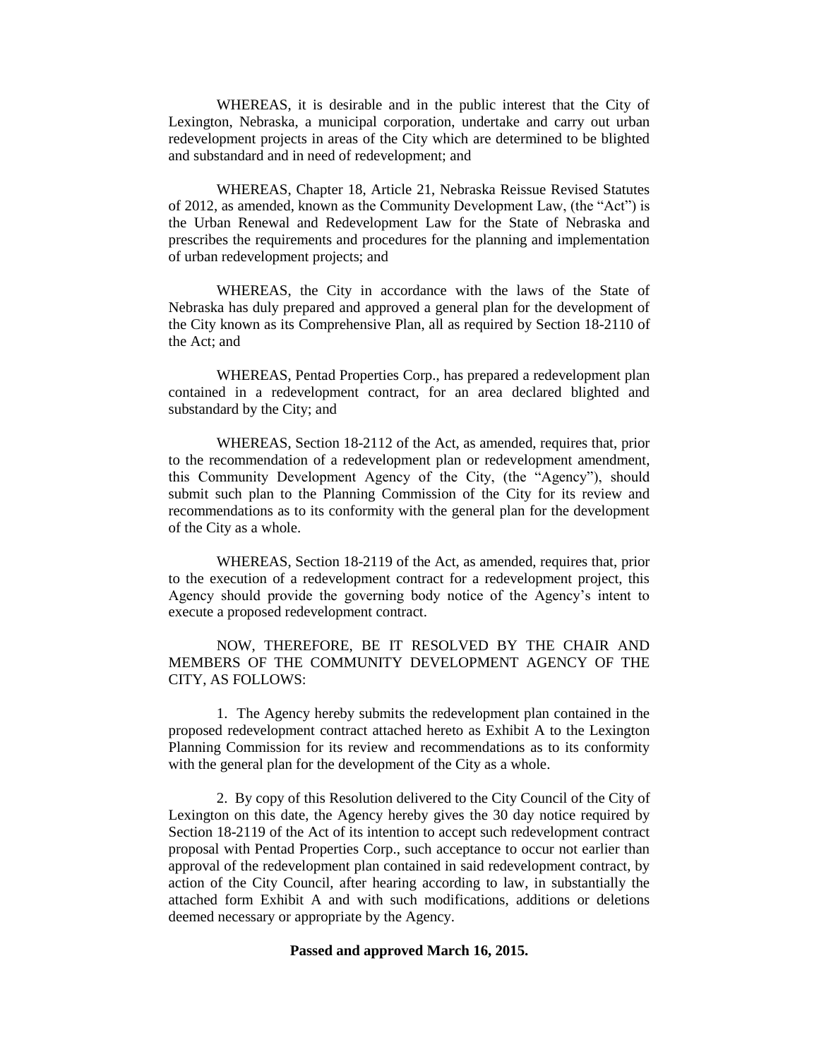WHEREAS, it is desirable and in the public interest that the City of Lexington, Nebraska, a municipal corporation, undertake and carry out urban redevelopment projects in areas of the City which are determined to be blighted and substandard and in need of redevelopment; and

WHEREAS, Chapter 18, Article 21, Nebraska Reissue Revised Statutes of 2012, as amended, known as the Community Development Law, (the "Act") is the Urban Renewal and Redevelopment Law for the State of Nebraska and prescribes the requirements and procedures for the planning and implementation of urban redevelopment projects; and

WHEREAS, the City in accordance with the laws of the State of Nebraska has duly prepared and approved a general plan for the development of the City known as its Comprehensive Plan, all as required by Section 18-2110 of the Act; and

WHEREAS, Pentad Properties Corp., has prepared a redevelopment plan contained in a redevelopment contract, for an area declared blighted and substandard by the City; and

WHEREAS, Section 18-2112 of the Act, as amended, requires that, prior to the recommendation of a redevelopment plan or redevelopment amendment, this Community Development Agency of the City, (the "Agency"), should submit such plan to the Planning Commission of the City for its review and recommendations as to its conformity with the general plan for the development of the City as a whole.

WHEREAS, Section 18-2119 of the Act, as amended, requires that, prior to the execution of a redevelopment contract for a redevelopment project, this Agency should provide the governing body notice of the Agency's intent to execute a proposed redevelopment contract.

NOW, THEREFORE, BE IT RESOLVED BY THE CHAIR AND MEMBERS OF THE COMMUNITY DEVELOPMENT AGENCY OF THE CITY, AS FOLLOWS:

1. The Agency hereby submits the redevelopment plan contained in the proposed redevelopment contract attached hereto as Exhibit A to the Lexington Planning Commission for its review and recommendations as to its conformity with the general plan for the development of the City as a whole.

2. By copy of this Resolution delivered to the City Council of the City of Lexington on this date, the Agency hereby gives the 30 day notice required by Section 18-2119 of the Act of its intention to accept such redevelopment contract proposal with Pentad Properties Corp., such acceptance to occur not earlier than approval of the redevelopment plan contained in said redevelopment contract, by action of the City Council, after hearing according to law, in substantially the attached form Exhibit A and with such modifications, additions or deletions deemed necessary or appropriate by the Agency.

**Passed and approved March 16, 2015.**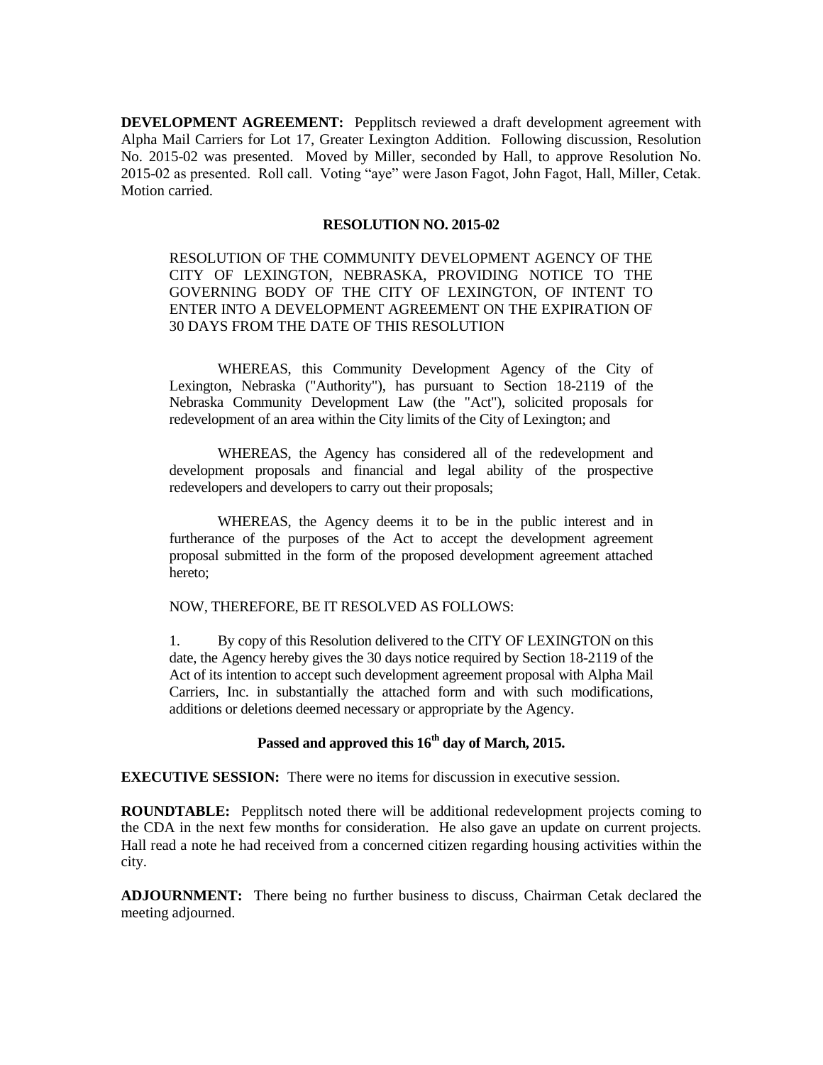**DEVELOPMENT AGREEMENT:** Pepplitsch reviewed a draft development agreement with Alpha Mail Carriers for Lot 17, Greater Lexington Addition. Following discussion, Resolution No. 2015-02 was presented. Moved by Miller, seconded by Hall, to approve Resolution No. 2015-02 as presented. Roll call. Voting "aye" were Jason Fagot, John Fagot, Hall, Miller, Cetak. Motion carried.

**RESOLUTION NO. 2015-02**

RESOLUTION OF THE COMMUNITY DEVELOPMENT AGENCY OF THE CITY OF LEXINGTON, NEBRASKA, PROVIDING NOTICE TO THE GOVERNING BODY OF THE CITY OF LEXINGTON, OF INTENT TO ENTER INTO A DEVELOPMENT AGREEMENT ON THE EXPIRATION OF 30 DAYS FROM THE DATE OF THIS RESOLUTION

WHEREAS, this Community Development Agency of the City of Lexington, Nebraska ("Authority"), has pursuant to Section 18-2119 of the Nebraska Community Development Law (the "Act"), solicited proposals for redevelopment of an area within the City limits of the City of Lexington; and

WHEREAS, the Agency has considered all of the redevelopment and development proposals and financial and legal ability of the prospective redevelopers and developers to carry out their proposals;

WHEREAS, the Agency deems it to be in the public interest and in furtherance of the purposes of the Act to accept the development agreement proposal submitted in the form of the proposed development agreement attached hereto;

NOW, THEREFORE, BE IT RESOLVED AS FOLLOWS:

1. By copy of this Resolution delivered to the CITY OF LEXINGTON on this date, the Agency hereby gives the 30 days notice required by Section 18-2119 of the Act of its intention to accept such development agreement proposal with Alpha Mail Carriers, Inc. in substantially the attached form and with such modifications, additions or deletions deemed necessary or appropriate by the Agency.

**Passed and approved this 16th day of March, 2015.**

**EXECUTIVE SESSION:** There were no items for discussion in executive session.

**ROUNDTABLE:** Pepplitsch noted there will be additional redevelopment projects coming to the CDA in the next few months for consideration. He also gave an update on current projects. Hall read a note he had received from a concerned citizen regarding housing activities within the city.

**ADJOURNMENT:** There being no further business to discuss, Chairman Cetak declared the meeting adjourned.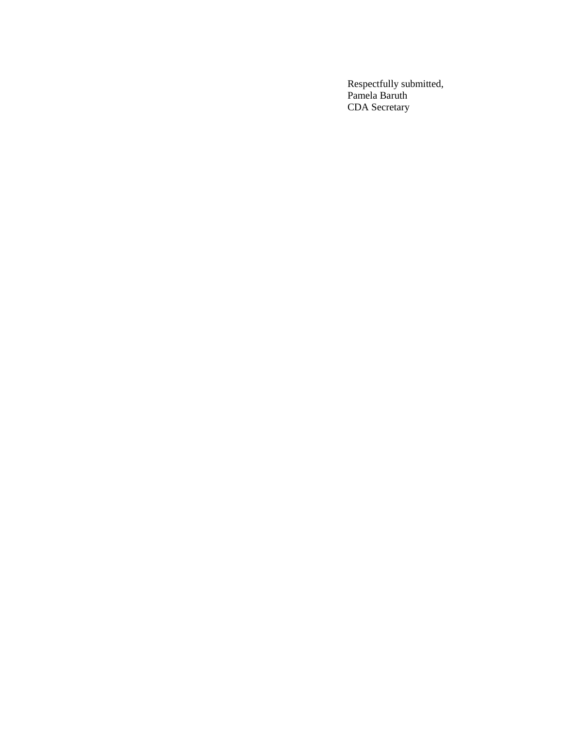Respectfully submitted,
Pamela Baruth
CDA Secretary